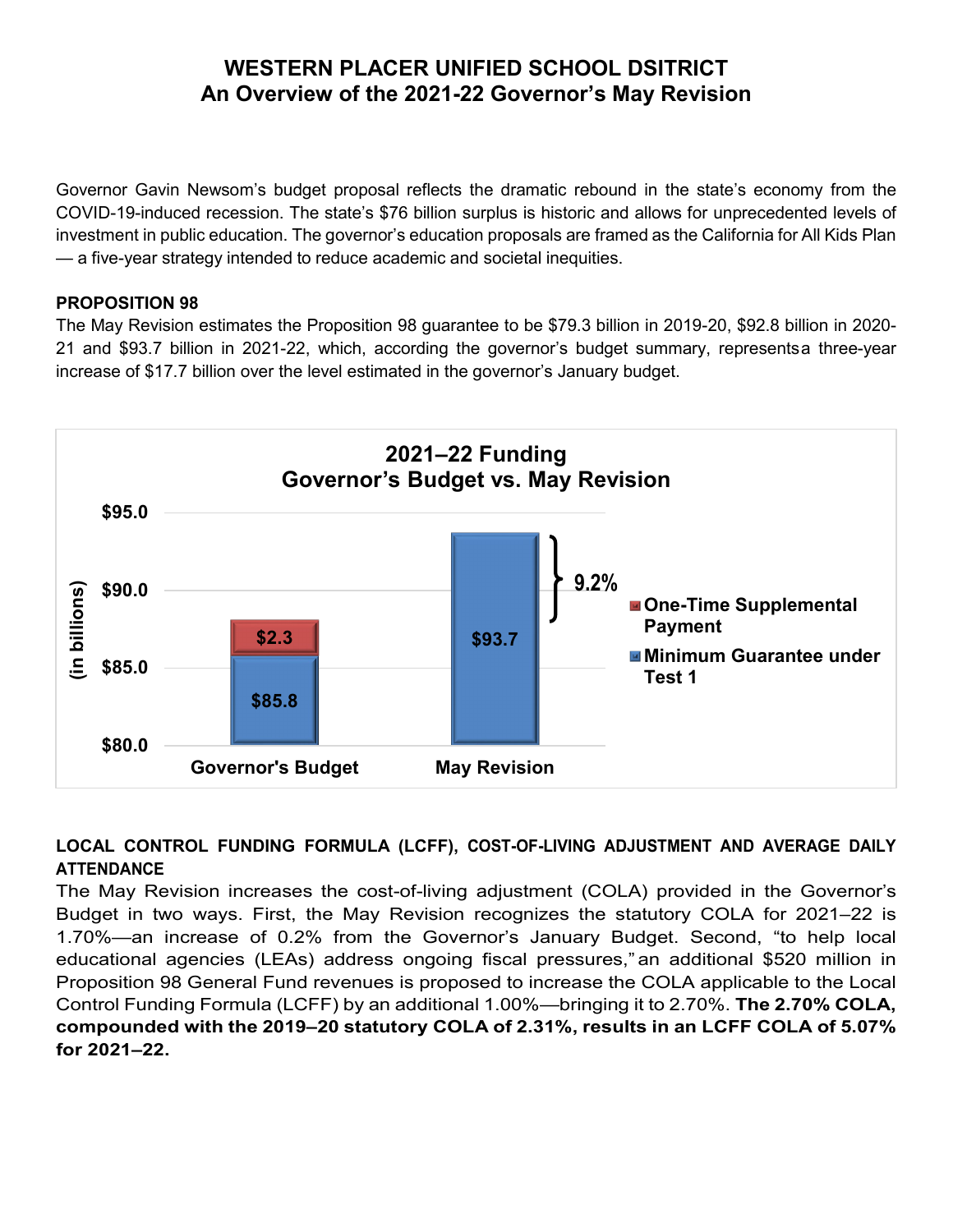# WESTERN PLACER UNIFIED SCHOOL DSITRICT
## An Overview of the 2021-22 Governor's May Revision

Governor Gavin Newsom's budget proposal reflects the dramatic rebound in the state's economy from the COVID-19-induced recession. The state's $76 billion surplus is historic and allows for unprecedented levels of investment in public education. The governor's education proposals are framed as the California for All Kids Plan — a five-year strategy intended to reduce academic and societal inequities.

### PROPOSITION 98

The May Revision estimates the Proposition 98 guarantee to be $79.3 billion in 2019-20, $92.8 billion in 2020-21 and $93.7 billion in 2021-22, which, according the governor's budget summary, representsa three-year increase of $17.7 billion over the level estimated in the governor's January budget.

**2021–22 Funding**
**Governor's Budget vs. May Revision**

(in billions)

| | Governor's Budget | May Revision |
|---|---|---|
| One-Time Supplemental Payment | $2.3 | |
| Minimum Guarantee under Test 1 | $85.8 | $93.7 |

9.2%

### LOCAL CONTROL FUNDING FORMULA (LCFF), COST-OF-LIVING ADJUSTMENT AND AVERAGE DAILY ATTENDANCE

The May Revision increases the cost-of-living adjustment (COLA) provided in the Governor's Budget in two ways. First, the May Revision recognizes the statutory COLA for 2021–22 is 1.70%—an increase of 0.2% from the Governor's January Budget. Second, "to help local educational agencies (LEAs) address ongoing fiscal pressures," an additional $520 million in Proposition 98 General Fund revenues is proposed to increase the COLA applicable to the Local Control Funding Formula (LCFF) by an additional 1.00%—bringing it to 2.70%. **The 2.70% COLA, compounded with the 2019–20 statutory COLA of 2.31%, results in an LCFF COLA of 5.07% for 2021–22.**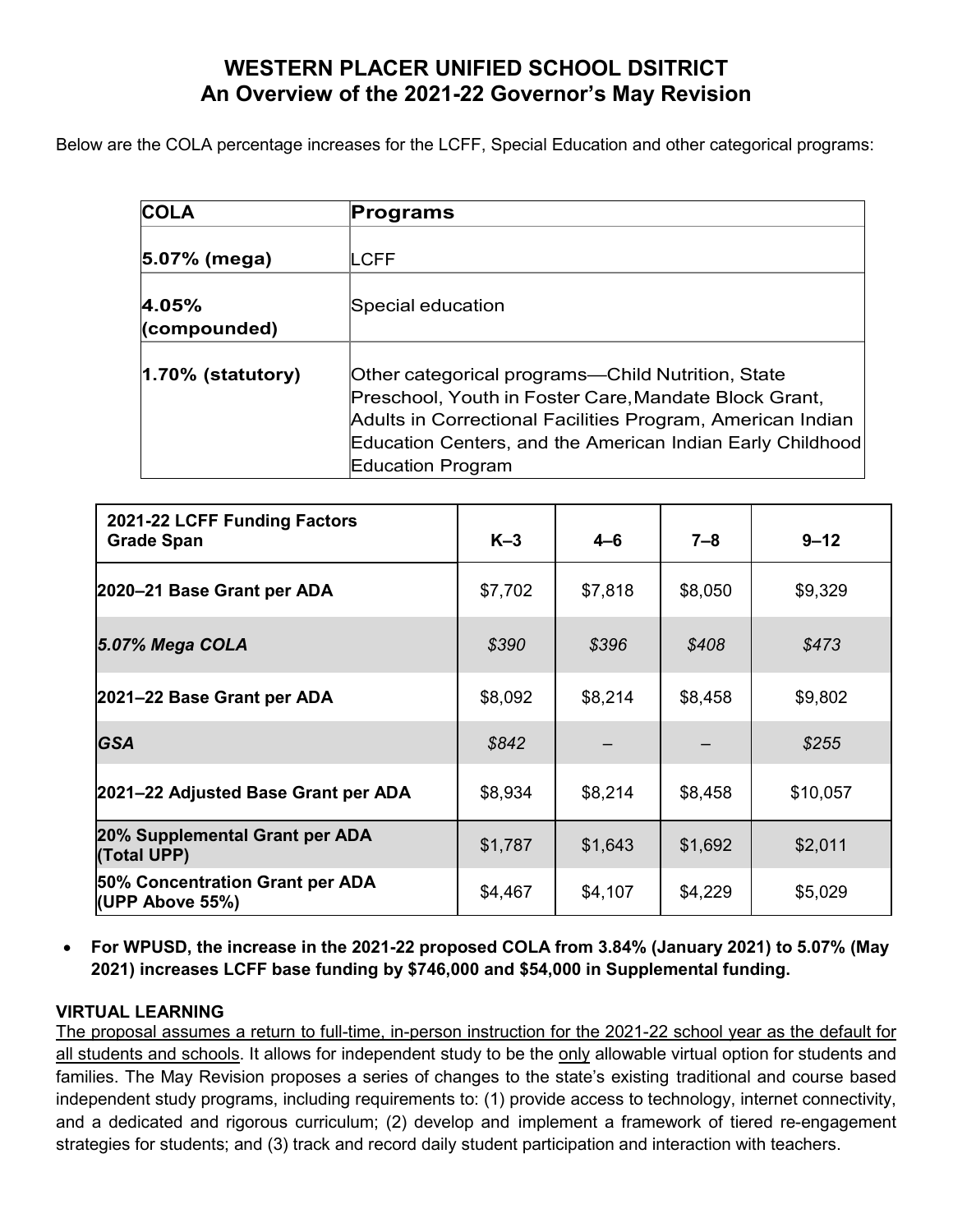# WESTERN PLACER UNIFIED SCHOOL DSITRICT
## An Overview of the 2021-22 Governor's May Revision

Below are the COLA percentage increases for the LCFF, Special Education and other categorical programs:

| COLA | Programs |
|---|---|
| **5.07% (mega)** | LCFF |
| **4.05% (compounded)** | Special education |
| **1.70% (statutory)** | Other categorical programs—Child Nutrition, State Preschool, Youth in Foster Care, Mandate Block Grant, Adults in Correctional Facilities Program, American Indian Education Centers, and the American Indian Early Childhood Education Program |

| 2021-22 LCFF Funding Factors Grade Span | K–3 | 4–6 | 7–8 | 9–12 |
|---|---|---|---|---|
| **2020–21 Base Grant per ADA** | $7,702 | $7,818 | $8,050 | $9,329 |
| ***5.07% Mega COLA*** | *$390* | *$396* | *$408* | *$473* |
| **2021–22 Base Grant per ADA** | $8,092 | $8,214 | $8,458 | $9,802 |
| ***GSA*** | *$842* | – | – | *$255* |
| **2021–22 Adjusted Base Grant per ADA** | $8,934 | $8,214 | $8,458 | $10,057 |
| **20% Supplemental Grant per ADA (Total UPP)** | $1,787 | $1,643 | $1,692 | $2,011 |
| **50% Concentration Grant per ADA (UPP Above 55%)** | $4,467 | $4,107 | $4,229 | $5,029 |

- **For WPUSD, the increase in the 2021-22 proposed COLA from 3.84% (January 2021) to 5.07% (May 2021) increases LCFF base funding by $746,000 and $54,000 in Supplemental funding.**

**VIRTUAL LEARNING**

The proposal assumes a return to full-time, in-person instruction for the 2021-22 school year as the default for all students and schools. It allows for independent study to be the only allowable virtual option for students and families. The May Revision proposes a series of changes to the state's existing traditional and course based independent study programs, including requirements to: (1) provide access to technology, internet connectivity, and a dedicated and rigorous curriculum; (2) develop and implement a framework of tiered re-engagement strategies for students; and (3) track and record daily student participation and interaction with teachers.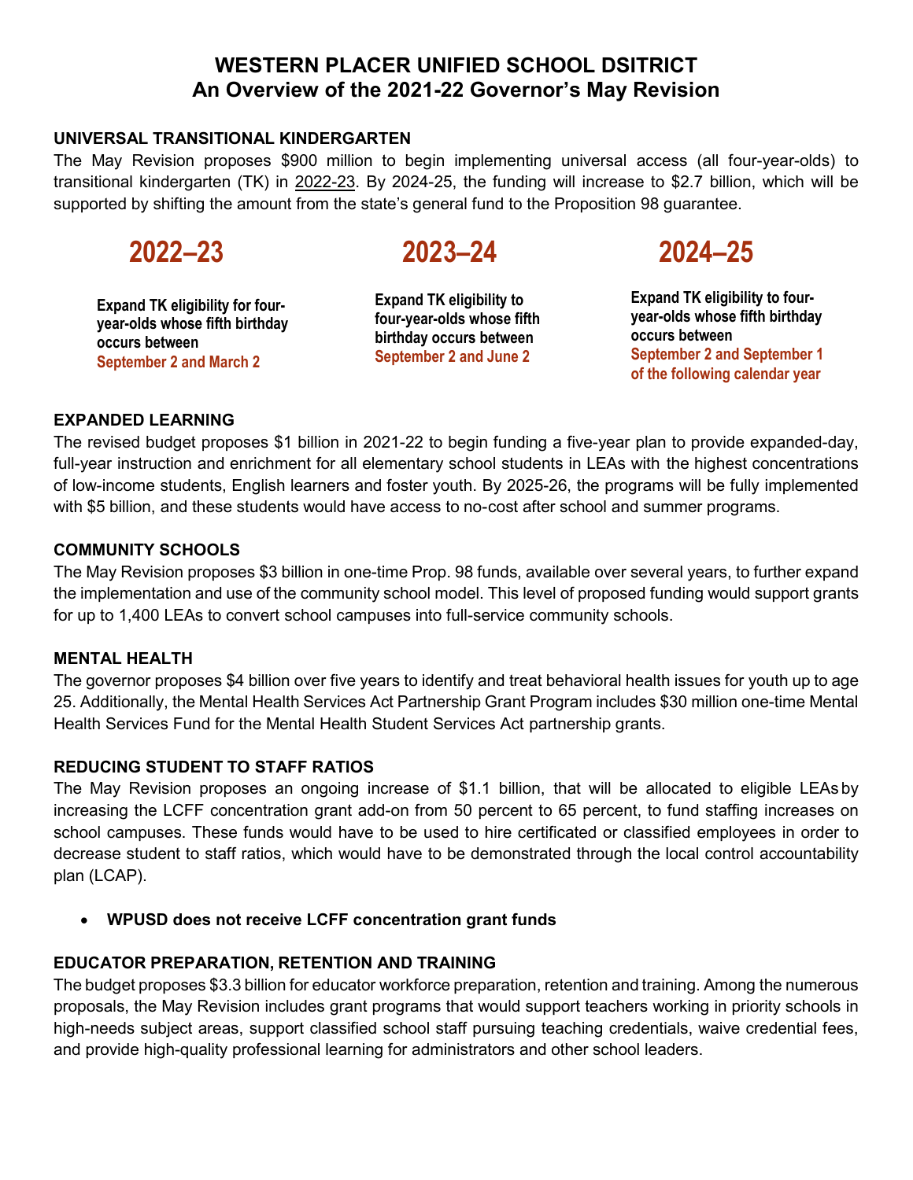# WESTERN PLACER UNIFIED SCHOOL DSITRICT
# An Overview of the 2021-22 Governor's May Revision

## UNIVERSAL TRANSITIONAL KINDERGARTEN

The May Revision proposes $900 million to begin implementing universal access (all four-year-olds) to transitional kindergarten (TK) in 2022-23. By 2024-25, the funding will increase to $2.7 billion, which will be supported by shifting the amount from the state's general fund to the Proposition 98 guarantee.

### 2022–23

**Expand TK eligibility for four-year-olds whose fifth birthday occurs between September 2 and March 2**

### 2023–24

**Expand TK eligibility to four-year-olds whose fifth birthday occurs between September 2 and June 2**

### 2024–25

**Expand TK eligibility to four-year-olds whose fifth birthday occurs between September 2 and September 1 of the following calendar year**

## EXPANDED LEARNING

The revised budget proposes $1 billion in 2021-22 to begin funding a five-year plan to provide expanded-day, full-year instruction and enrichment for all elementary school students in LEAs with the highest concentrations of low-income students, English learners and foster youth. By 2025-26, the programs will be fully implemented with $5 billion, and these students would have access to no-cost after school and summer programs.

## COMMUNITY SCHOOLS

The May Revision proposes $3 billion in one-time Prop. 98 funds, available over several years, to further expand the implementation and use of the community school model. This level of proposed funding would support grants for up to 1,400 LEAs to convert school campuses into full-service community schools.

## MENTAL HEALTH

The governor proposes $4 billion over five years to identify and treat behavioral health issues for youth up to age 25. Additionally, the Mental Health Services Act Partnership Grant Program includes $30 million one-time Mental Health Services Fund for the Mental Health Student Services Act partnership grants.

## REDUCING STUDENT TO STAFF RATIOS

The May Revision proposes an ongoing increase of $1.1 billion, that will be allocated to eligible LEAs by increasing the LCFF concentration grant add-on from 50 percent to 65 percent, to fund staffing increases on school campuses. These funds would have to be used to hire certificated or classified employees in order to decrease student to staff ratios, which would have to be demonstrated through the local control accountability plan (LCAP).

- **WPUSD does not receive LCFF concentration grant funds**

## EDUCATOR PREPARATION, RETENTION AND TRAINING

The budget proposes $3.3 billion for educator workforce preparation, retention and training. Among the numerous proposals, the May Revision includes grant programs that would support teachers working in priority schools in high-needs subject areas, support classified school staff pursuing teaching credentials, waive credential fees, and provide high-quality professional learning for administrators and other school leaders.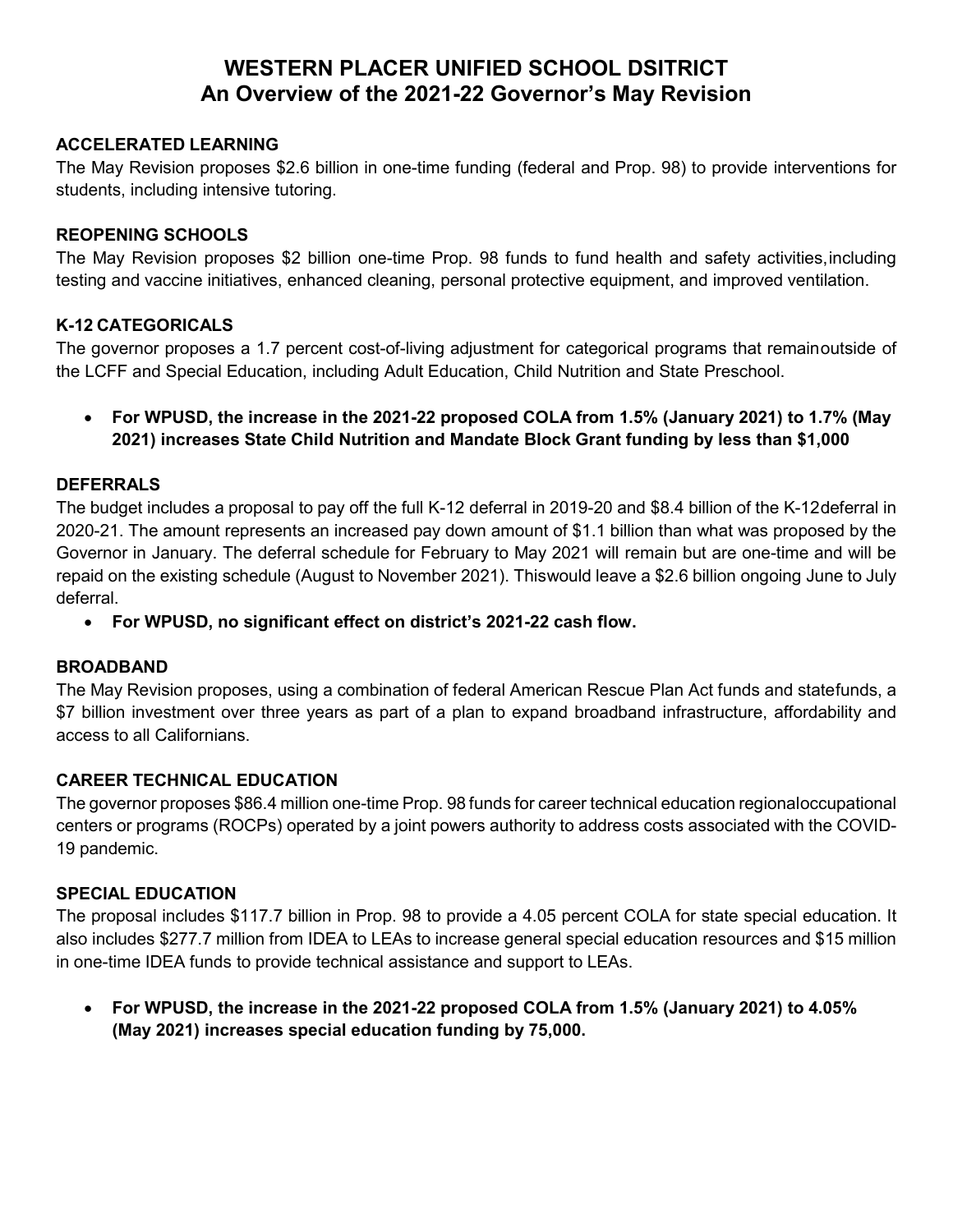# WESTERN PLACER UNIFIED SCHOOL DSITRICT
## An Overview of the 2021-22 Governor's May Revision

### ACCELERATED LEARNING

The May Revision proposes $2.6 billion in one-time funding (federal and Prop. 98) to provide interventions for students, including intensive tutoring.

### REOPENING SCHOOLS

The May Revision proposes $2 billion one-time Prop. 98 funds to fund health and safety activities,including testing and vaccine initiatives, enhanced cleaning, personal protective equipment, and improved ventilation.

### K-12 CATEGORICALS

The governor proposes a 1.7 percent cost-of-living adjustment for categorical programs that remainoutside of the LCFF and Special Education, including Adult Education, Child Nutrition and State Preschool.

- **For WPUSD, the increase in the 2021-22 proposed COLA from 1.5% (January 2021) to 1.7% (May 2021) increases State Child Nutrition and Mandate Block Grant funding by less than $1,000**

### DEFERRALS

The budget includes a proposal to pay off the full K-12 deferral in 2019-20 and $8.4 billion of the K-12deferral in 2020-21. The amount represents an increased pay down amount of $1.1 billion than what was proposed by the Governor in January. The deferral schedule for February to May 2021 will remain but are one-time and will be repaid on the existing schedule (August to November 2021). Thiswould leave a $2.6 billion ongoing June to July deferral.

- **For WPUSD, no significant effect on district's 2021-22 cash flow.**

### BROADBAND

The May Revision proposes, using a combination of federal American Rescue Plan Act funds and statefunds, a $7 billion investment over three years as part of a plan to expand broadband infrastructure, affordability and access to all Californians.

### CAREER TECHNICAL EDUCATION

The governor proposes $86.4 million one-time Prop. 98 funds for career technical education regionaloccupational centers or programs (ROCPs) operated by a joint powers authority to address costs associated with the COVID-19 pandemic.

### SPECIAL EDUCATION

The proposal includes $117.7 billion in Prop. 98 to provide a 4.05 percent COLA for state special education. It also includes $277.7 million from IDEA to LEAs to increase general special education resources and $15 million in one-time IDEA funds to provide technical assistance and support to LEAs.

- **For WPUSD, the increase in the 2021-22 proposed COLA from 1.5% (January 2021) to 4.05% (May 2021) increases special education funding by 75,000.**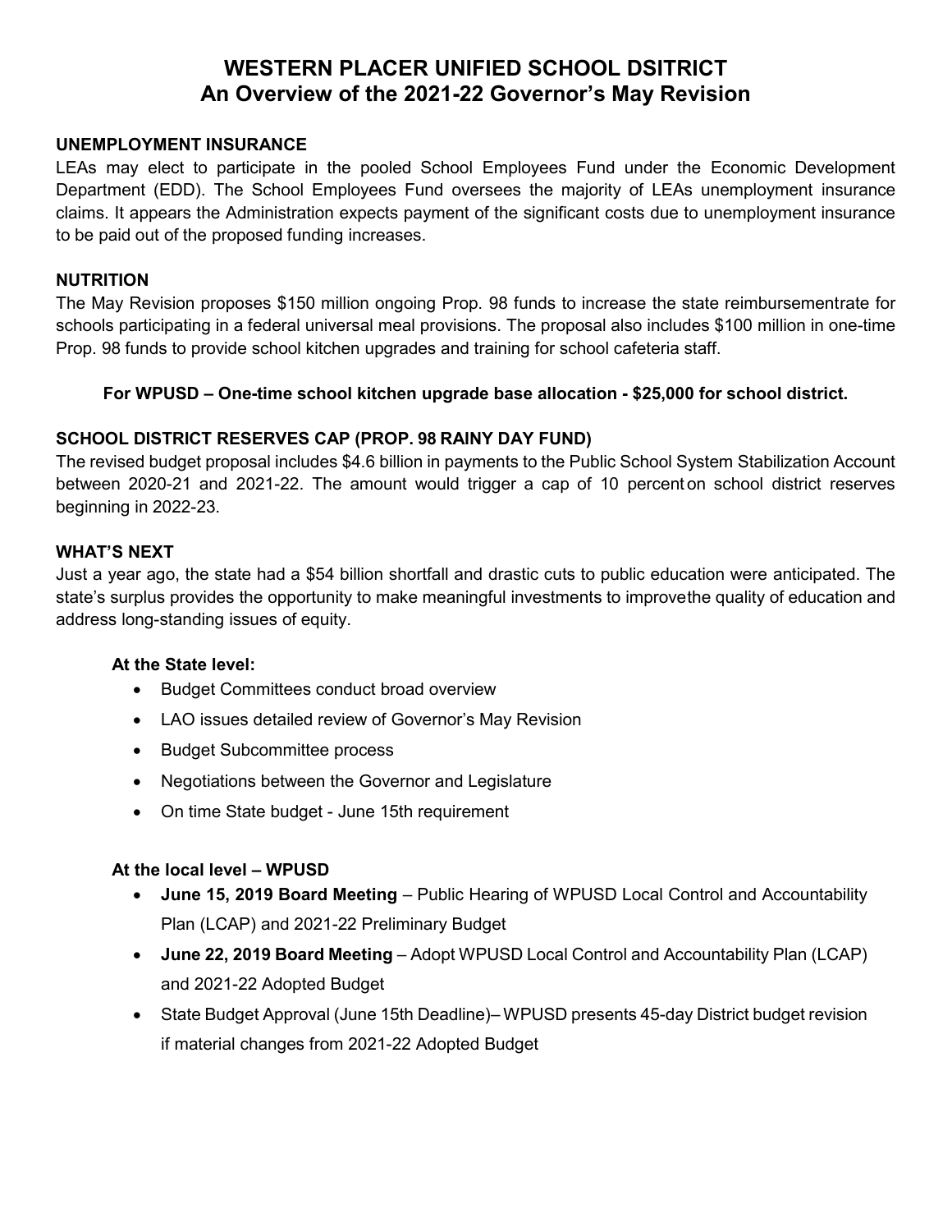# WESTERN PLACER UNIFIED SCHOOL DSITRICT
## An Overview of the 2021-22 Governor's May Revision

**UNEMPLOYMENT INSURANCE**

LEAs may elect to participate in the pooled School Employees Fund under the Economic Development Department (EDD). The School Employees Fund oversees the majority of LEAs unemployment insurance claims. It appears the Administration expects payment of the significant costs due to unemployment insurance to be paid out of the proposed funding increases.

**NUTRITION**

The May Revision proposes $150 million ongoing Prop. 98 funds to increase the state reimbursementrate for schools participating in a federal universal meal provisions. The proposal also includes $100 million in one-time Prop. 98 funds to provide school kitchen upgrades and training for school cafeteria staff.

**For WPUSD – One-time school kitchen upgrade base allocation - $25,000 for school district.**

**SCHOOL DISTRICT RESERVES CAP (PROP. 98 RAINY DAY FUND)**

The revised budget proposal includes $4.6 billion in payments to the Public School System Stabilization Account between 2020-21 and 2021-22. The amount would trigger a cap of 10 percent on school district reserves beginning in 2022-23.

**WHAT'S NEXT**

Just a year ago, the state had a $54 billion shortfall and drastic cuts to public education were anticipated. The state's surplus provides the opportunity to make meaningful investments to improvethe quality of education and address long-standing issues of equity.

**At the State level:**

- Budget Committees conduct broad overview
- LAO issues detailed review of Governor's May Revision
- Budget Subcommittee process
- Negotiations between the Governor and Legislature
- On time State budget - June 15th requirement

**At the local level – WPUSD**

- **June 15, 2019 Board Meeting** – Public Hearing of WPUSD Local Control and Accountability Plan (LCAP) and 2021-22 Preliminary Budget
- **June 22, 2019 Board Meeting** – Adopt WPUSD Local Control and Accountability Plan (LCAP) and 2021-22 Adopted Budget
- State Budget Approval (June 15th Deadline)– WPUSD presents 45-day District budget revision if material changes from 2021-22 Adopted Budget